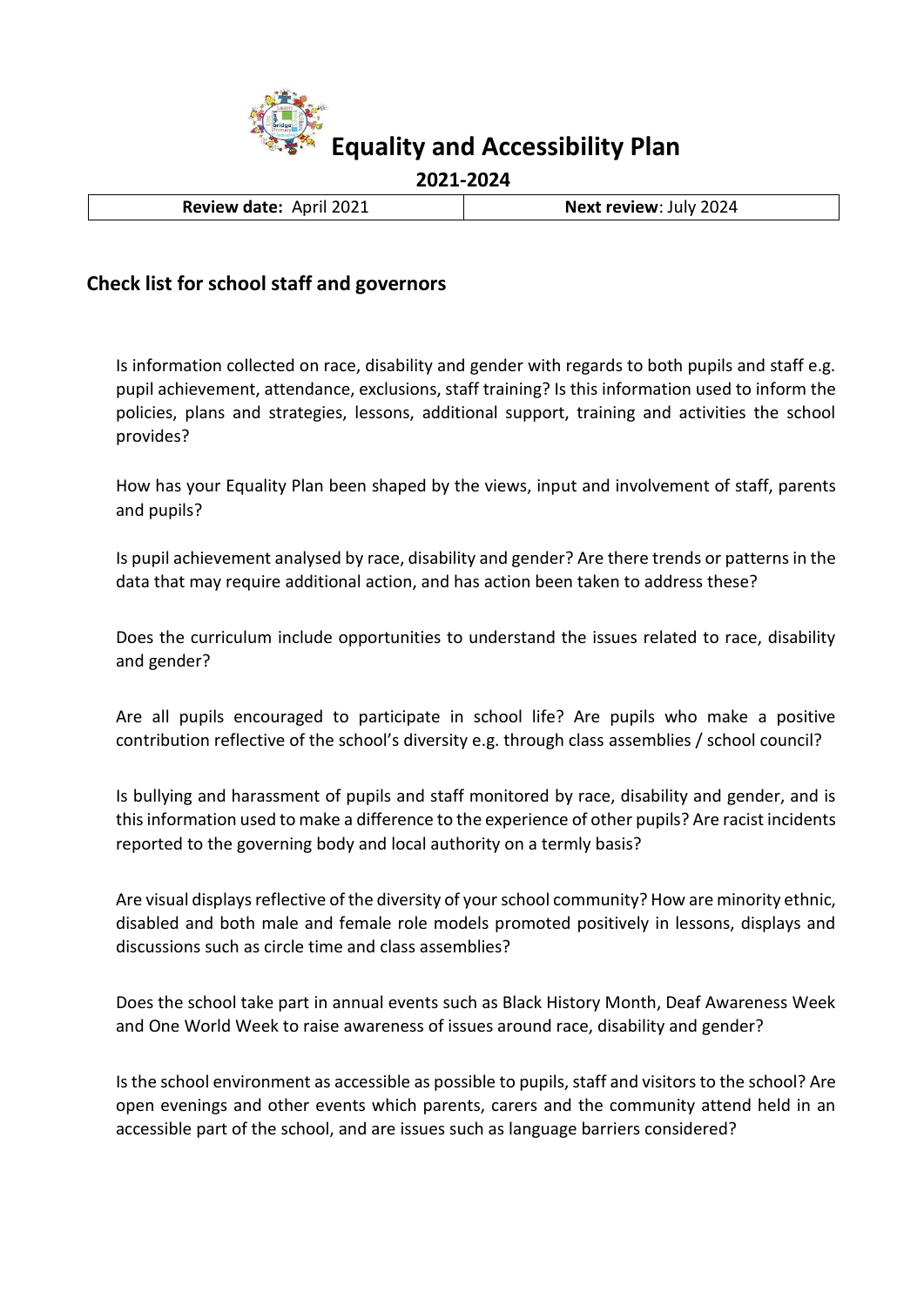# Equality and Accessibility Plan

**2021-2024**

| **Review date:** April 2021 | **Next review**: July 2024 |
| --- | --- |

## Check list for school staff and governors

Is information collected on race, disability and gender with regards to both pupils and staff e.g. pupil achievement, attendance, exclusions, staff training? Is this information used to inform the policies, plans and strategies, lessons, additional support, training and activities the school provides?

How has your Equality Plan been shaped by the views, input and involvement of staff, parents and pupils?

Is pupil achievement analysed by race, disability and gender? Are there trends or patterns in the data that may require additional action, and has action been taken to address these?

Does the curriculum include opportunities to understand the issues related to race, disability and gender?

Are all pupils encouraged to participate in school life? Are pupils who make a positive contribution reflective of the school's diversity e.g. through class assemblies / school council?

Is bullying and harassment of pupils and staff monitored by race, disability and gender, and is this information used to make a difference to the experience of other pupils? Are racist incidents reported to the governing body and local authority on a termly basis?

Are visual displays reflective of the diversity of your school community? How are minority ethnic, disabled and both male and female role models promoted positively in lessons, displays and discussions such as circle time and class assemblies?

Does the school take part in annual events such as Black History Month, Deaf Awareness Week and One World Week to raise awareness of issues around race, disability and gender?

Is the school environment as accessible as possible to pupils, staff and visitors to the school? Are open evenings and other events which parents, carers and the community attend held in an accessible part of the school, and are issues such as language barriers considered?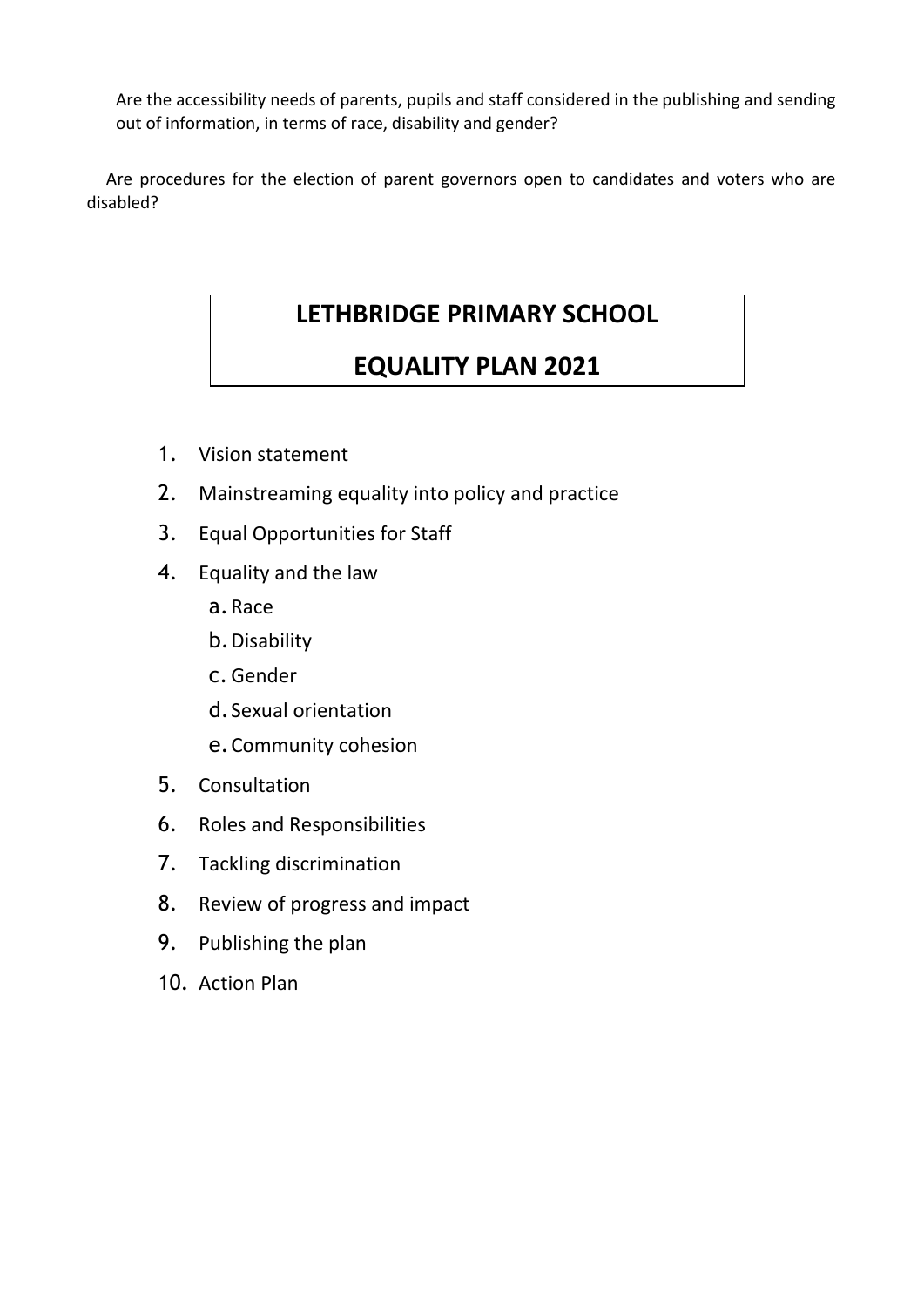Are the accessibility needs of parents, pupils and staff considered in the publishing and sending out of information, in terms of race, disability and gender?

Are procedures for the election of parent governors open to candidates and voters who are disabled?

# LETHBRIDGE PRIMARY SCHOOL

# EQUALITY PLAN 2021

1. Vision statement
2. Mainstreaming equality into policy and practice
3. Equal Opportunities for Staff
4. Equality and the law
    a. Race
    b. Disability
    c. Gender
    d. Sexual orientation
    e. Community cohesion
5. Consultation
6. Roles and Responsibilities
7. Tackling discrimination
8. Review of progress and impact
9. Publishing the plan
10. Action Plan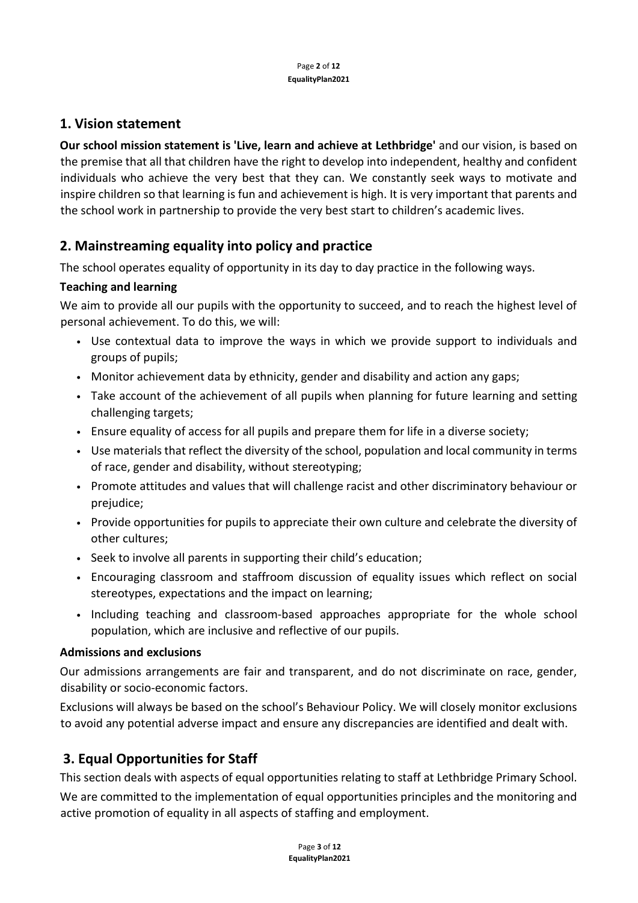## 1. Vision statement

**Our school mission statement is 'Live, learn and achieve at Lethbridge'** and our vision, is based on the premise that all that children have the right to develop into independent, healthy and confident individuals who achieve the very best that they can. We constantly seek ways to motivate and inspire children so that learning is fun and achievement is high. It is very important that parents and the school work in partnership to provide the very best start to children's academic lives.

## 2. Mainstreaming equality into policy and practice

The school operates equality of opportunity in its day to day practice in the following ways.

### Teaching and learning

We aim to provide all our pupils with the opportunity to succeed, and to reach the highest level of personal achievement. To do this, we will:

- Use contextual data to improve the ways in which we provide support to individuals and groups of pupils;
- Monitor achievement data by ethnicity, gender and disability and action any gaps;
- Take account of the achievement of all pupils when planning for future learning and setting challenging targets;
- Ensure equality of access for all pupils and prepare them for life in a diverse society;
- Use materials that reflect the diversity of the school, population and local community in terms of race, gender and disability, without stereotyping;
- Promote attitudes and values that will challenge racist and other discriminatory behaviour or prejudice;
- Provide opportunities for pupils to appreciate their own culture and celebrate the diversity of other cultures;
- Seek to involve all parents in supporting their child's education;
- Encouraging classroom and staffroom discussion of equality issues which reflect on social stereotypes, expectations and the impact on learning;
- Including teaching and classroom-based approaches appropriate for the whole school population, which are inclusive and reflective of our pupils.

### Admissions and exclusions

Our admissions arrangements are fair and transparent, and do not discriminate on race, gender, disability or socio-economic factors.

Exclusions will always be based on the school's Behaviour Policy. We will closely monitor exclusions to avoid any potential adverse impact and ensure any discrepancies are identified and dealt with.

## 3. Equal Opportunities for Staff

This section deals with aspects of equal opportunities relating to staff at Lethbridge Primary School.

We are committed to the implementation of equal opportunities principles and the monitoring and active promotion of equality in all aspects of staffing and employment.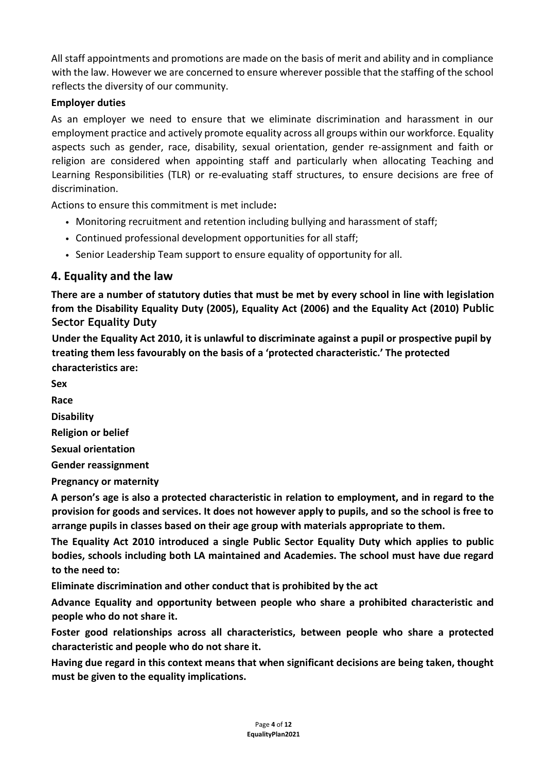All staff appointments and promotions are made on the basis of merit and ability and in compliance with the law. However we are concerned to ensure wherever possible that the staffing of the school reflects the diversity of our community.

**Employer duties**

As an employer we need to ensure that we eliminate discrimination and harassment in our employment practice and actively promote equality across all groups within our workforce. Equality aspects such as gender, race, disability, sexual orientation, gender re-assignment and faith or religion are considered when appointing staff and particularly when allocating Teaching and Learning Responsibilities (TLR) or re-evaluating staff structures, to ensure decisions are free of discrimination.

Actions to ensure this commitment is met include**:**

- Monitoring recruitment and retention including bullying and harassment of staff;
- Continued professional development opportunities for all staff;
- Senior Leadership Team support to ensure equality of opportunity for all.

## 4. Equality and the law

**There are a number of statutory duties that must be met by every school in line with legislation from the Disability Equality Duty (2005), Equality Act (2006) and the Equality Act (2010) Public Sector Equality Duty**

**Under the Equality Act 2010, it is unlawful to discriminate against a pupil or prospective pupil by treating them less favourably on the basis of a 'protected characteristic.' The protected characteristics are:**

**Sex**

**Race**

**Disability**

**Religion or belief**

**Sexual orientation**

**Gender reassignment**

**Pregnancy or maternity**

**A person's age is also a protected characteristic in relation to employment, and in regard to the provision for goods and services. It does not however apply to pupils, and so the school is free to arrange pupils in classes based on their age group with materials appropriate to them.**

**The Equality Act 2010 introduced a single Public Sector Equality Duty which applies to public bodies, schools including both LA maintained and Academies. The school must have due regard to the need to:**

**Eliminate discrimination and other conduct that is prohibited by the act**

**Advance Equality and opportunity between people who share a prohibited characteristic and people who do not share it.**

**Foster good relationships across all characteristics, between people who share a protected characteristic and people who do not share it.**

**Having due regard in this context means that when significant decisions are being taken, thought must be given to the equality implications.**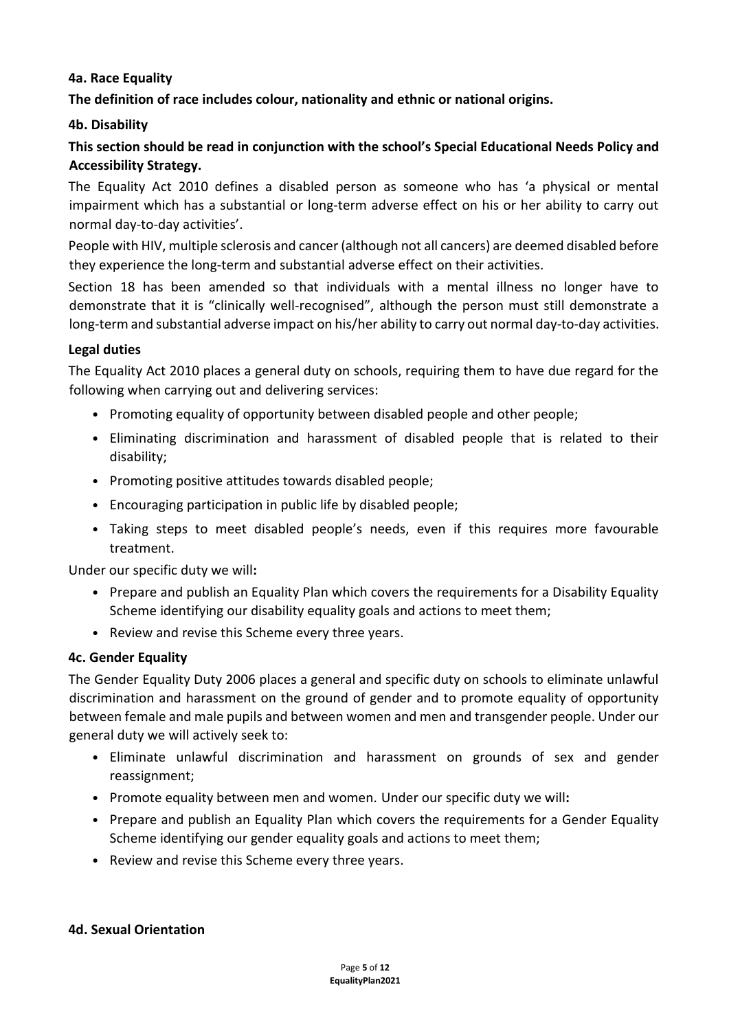### 4a. Race Equality

**The definition of race includes colour, nationality and ethnic or national origins.**

### 4b. Disability

**This section should be read in conjunction with the school's Special Educational Needs Policy and Accessibility Strategy.**

The Equality Act 2010 defines a disabled person as someone who has 'a physical or mental impairment which has a substantial or long-term adverse effect on his or her ability to carry out normal day-to-day activities'.

People with HIV, multiple sclerosis and cancer (although not all cancers) are deemed disabled before they experience the long-term and substantial adverse effect on their activities.

Section 18 has been amended so that individuals with a mental illness no longer have to demonstrate that it is "clinically well-recognised", although the person must still demonstrate a long-term and substantial adverse impact on his/her ability to carry out normal day-to-day activities.

**Legal duties**

The Equality Act 2010 places a general duty on schools, requiring them to have due regard for the following when carrying out and delivering services:

- Promoting equality of opportunity between disabled people and other people;
- Eliminating discrimination and harassment of disabled people that is related to their disability;
- Promoting positive attitudes towards disabled people;
- Encouraging participation in public life by disabled people;
- Taking steps to meet disabled people's needs, even if this requires more favourable treatment.

Under our specific duty we will**:**

- Prepare and publish an Equality Plan which covers the requirements for a Disability Equality Scheme identifying our disability equality goals and actions to meet them;
- Review and revise this Scheme every three years.

### 4c. Gender Equality

The Gender Equality Duty 2006 places a general and specific duty on schools to eliminate unlawful discrimination and harassment on the ground of gender and to promote equality of opportunity between female and male pupils and between women and men and transgender people. Under our general duty we will actively seek to:

- Eliminate unlawful discrimination and harassment on grounds of sex and gender reassignment;
- Promote equality between men and women. Under our specific duty we will**:**
- Prepare and publish an Equality Plan which covers the requirements for a Gender Equality Scheme identifying our gender equality goals and actions to meet them;
- Review and revise this Scheme every three years.

### 4d. Sexual Orientation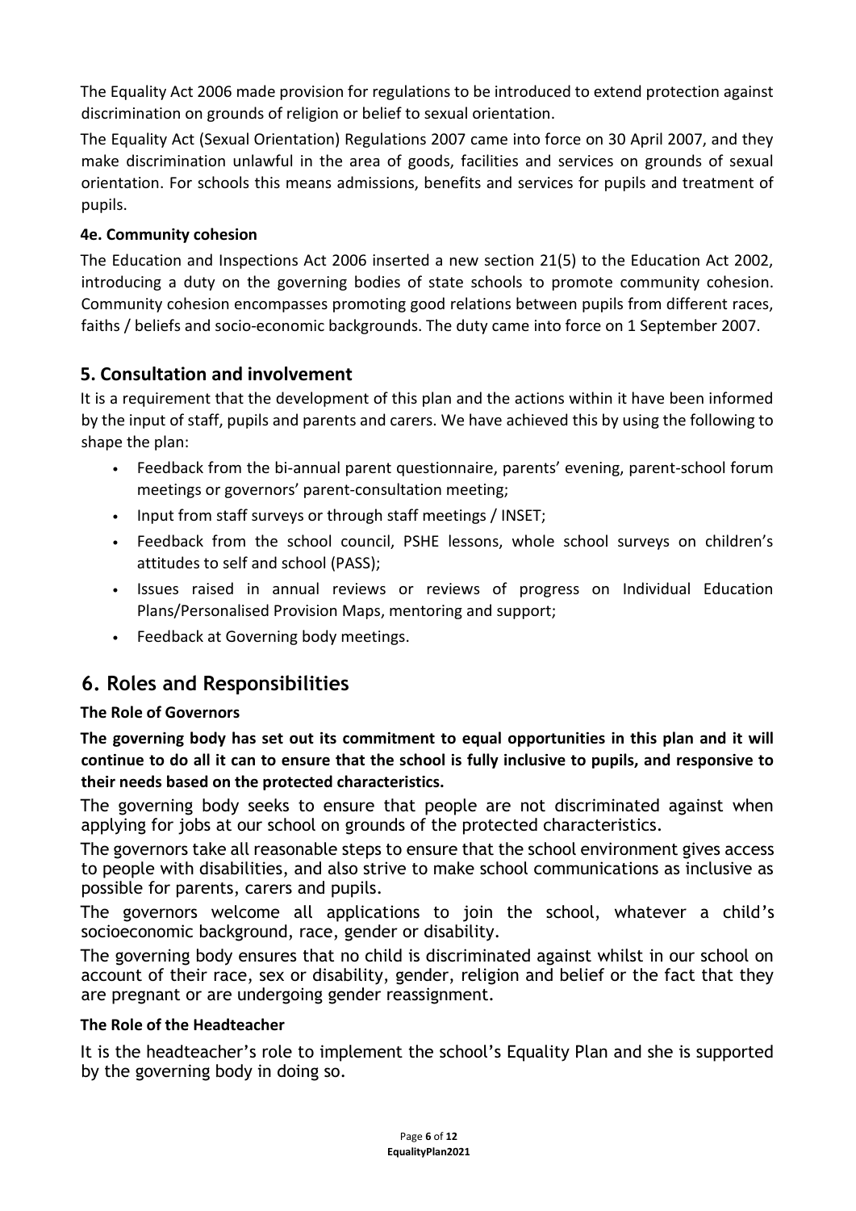The Equality Act 2006 made provision for regulations to be introduced to extend protection against discrimination on grounds of religion or belief to sexual orientation.

The Equality Act (Sexual Orientation) Regulations 2007 came into force on 30 April 2007, and they make discrimination unlawful in the area of goods, facilities and services on grounds of sexual orientation. For schools this means admissions, benefits and services for pupils and treatment of pupils.

#### 4e. Community cohesion

The Education and Inspections Act 2006 inserted a new section 21(5) to the Education Act 2002, introducing a duty on the governing bodies of state schools to promote community cohesion. Community cohesion encompasses promoting good relations between pupils from different races, faiths / beliefs and socio-economic backgrounds. The duty came into force on 1 September 2007.

## 5. Consultation and involvement

It is a requirement that the development of this plan and the actions within it have been informed by the input of staff, pupils and parents and carers. We have achieved this by using the following to shape the plan:

- Feedback from the bi-annual parent questionnaire, parents' evening, parent-school forum meetings or governors' parent-consultation meeting;
- Input from staff surveys or through staff meetings / INSET;
- Feedback from the school council, PSHE lessons, whole school surveys on children's attitudes to self and school (PASS);
- Issues raised in annual reviews or reviews of progress on Individual Education Plans/Personalised Provision Maps, mentoring and support;
- Feedback at Governing body meetings.

## 6. Roles and Responsibilities

#### The Role of Governors

**The governing body has set out its commitment to equal opportunities in this plan and it will continue to do all it can to ensure that the school is fully inclusive to pupils, and responsive to their needs based on the protected characteristics.**

The governing body seeks to ensure that people are not discriminated against when applying for jobs at our school on grounds of the protected characteristics.

The governors take all reasonable steps to ensure that the school environment gives access to people with disabilities, and also strive to make school communications as inclusive as possible for parents, carers and pupils.

The governors welcome all applications to join the school, whatever a child's socioeconomic background, race, gender or disability.

The governing body ensures that no child is discriminated against whilst in our school on account of their race, sex or disability, gender, religion and belief or the fact that they are pregnant or are undergoing gender reassignment.

#### The Role of the Headteacher

It is the headteacher's role to implement the school's Equality Plan and she is supported by the governing body in doing so.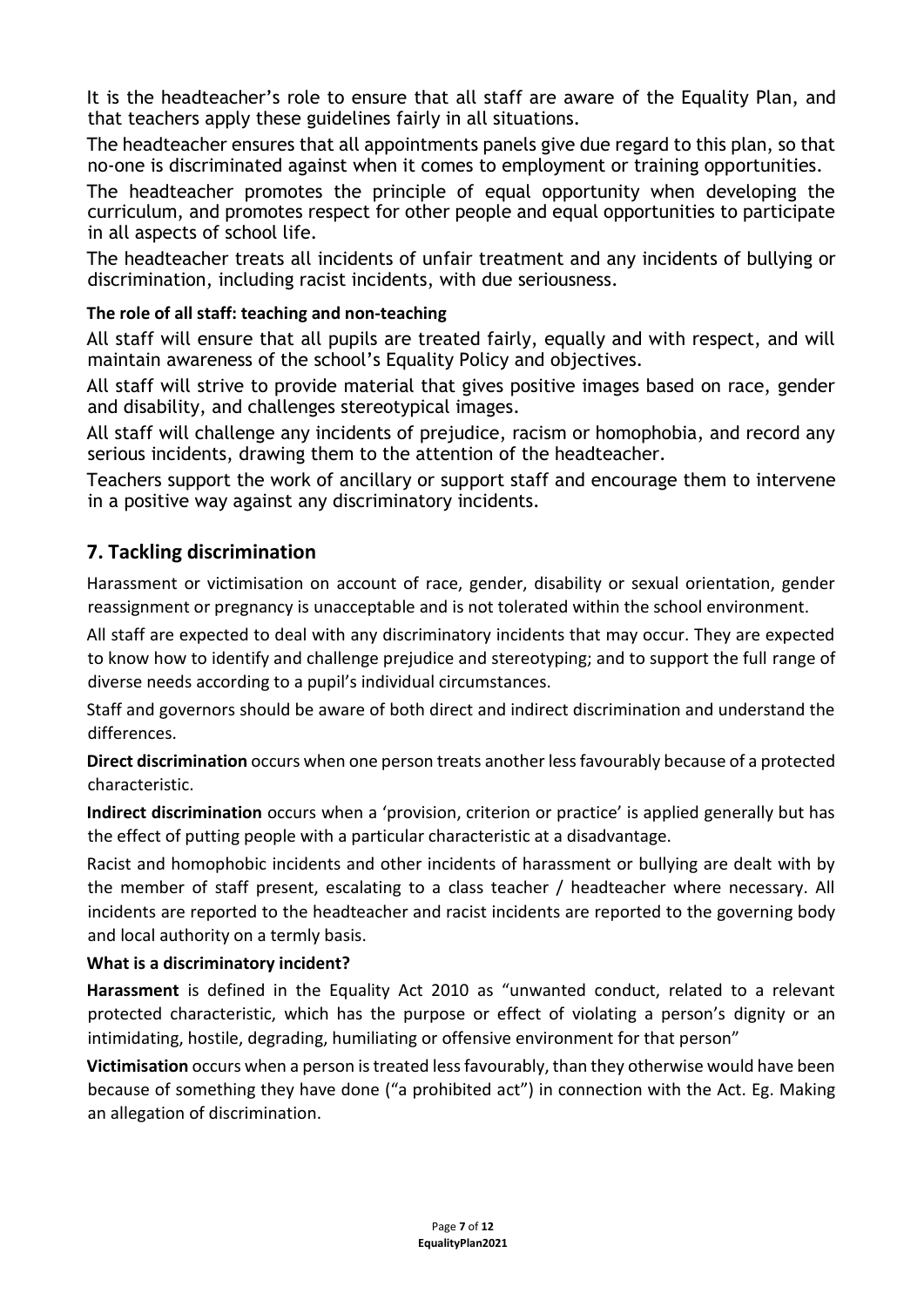It is the headteacher's role to ensure that all staff are aware of the Equality Plan, and that teachers apply these guidelines fairly in all situations.

The headteacher ensures that all appointments panels give due regard to this plan, so that no-one is discriminated against when it comes to employment or training opportunities.

The headteacher promotes the principle of equal opportunity when developing the curriculum, and promotes respect for other people and equal opportunities to participate in all aspects of school life.

The headteacher treats all incidents of unfair treatment and any incidents of bullying or discrimination, including racist incidents, with due seriousness.

**The role of all staff: teaching and non-teaching**

All staff will ensure that all pupils are treated fairly, equally and with respect, and will maintain awareness of the school's Equality Policy and objectives.

All staff will strive to provide material that gives positive images based on race, gender and disability, and challenges stereotypical images.

All staff will challenge any incidents of prejudice, racism or homophobia, and record any serious incidents, drawing them to the attention of the headteacher.

Teachers support the work of ancillary or support staff and encourage them to intervene in a positive way against any discriminatory incidents.

## 7. Tackling discrimination

Harassment or victimisation on account of race, gender, disability or sexual orientation, gender reassignment or pregnancy is unacceptable and is not tolerated within the school environment.

All staff are expected to deal with any discriminatory incidents that may occur. They are expected to know how to identify and challenge prejudice and stereotyping; and to support the full range of diverse needs according to a pupil's individual circumstances.

Staff and governors should be aware of both direct and indirect discrimination and understand the differences.

**Direct discrimination** occurs when one person treats another less favourably because of a protected characteristic.

**Indirect discrimination** occurs when a 'provision, criterion or practice' is applied generally but has the effect of putting people with a particular characteristic at a disadvantage.

Racist and homophobic incidents and other incidents of harassment or bullying are dealt with by the member of staff present, escalating to a class teacher / headteacher where necessary. All incidents are reported to the headteacher and racist incidents are reported to the governing body and local authority on a termly basis.

**What is a discriminatory incident?**

**Harassment** is defined in the Equality Act 2010 as "unwanted conduct, related to a relevant protected characteristic, which has the purpose or effect of violating a person's dignity or an intimidating, hostile, degrading, humiliating or offensive environment for that person"

**Victimisation** occurs when a person is treated less favourably, than they otherwise would have been because of something they have done ("a prohibited act") in connection with the Act. Eg. Making an allegation of discrimination.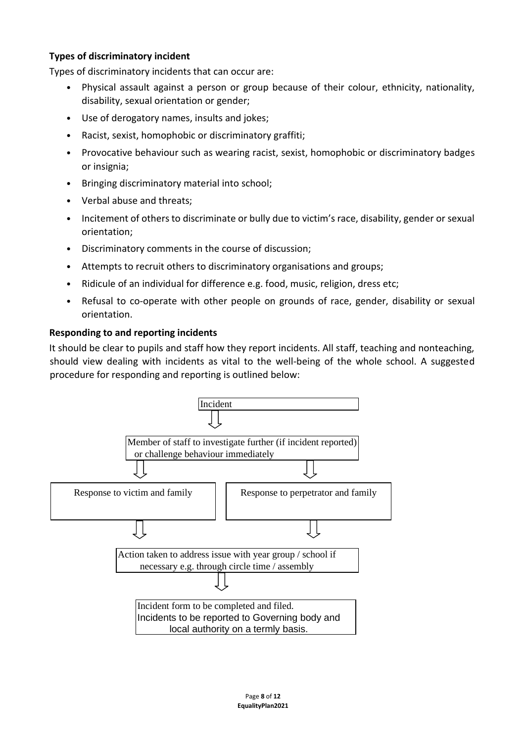### Types of discriminatory incident

Types of discriminatory incidents that can occur are:

- Physical assault against a person or group because of their colour, ethnicity, nationality, disability, sexual orientation or gender;
- Use of derogatory names, insults and jokes;
- Racist, sexist, homophobic or discriminatory graffiti;
- Provocative behaviour such as wearing racist, sexist, homophobic or discriminatory badges or insignia;
- Bringing discriminatory material into school;
- Verbal abuse and threats;
- Incitement of others to discriminate or bully due to victim's race, disability, gender or sexual orientation;
- Discriminatory comments in the course of discussion;
- Attempts to recruit others to discriminatory organisations and groups;
- Ridicule of an individual for difference e.g. food, music, religion, dress etc;
- Refusal to co-operate with other people on grounds of race, gender, disability or sexual orientation.

### Responding to and reporting incidents

It should be clear to pupils and staff how they report incidents. All staff, teaching and nonteaching, should view dealing with incidents as vital to the well-being of the whole school. A suggested procedure for responding and reporting is outlined below:

Incident

⇓

Member of staff to investigate further (if incident reported) or challenge behaviour immediately

⇓ ⇓

Response to victim and family | Response to perpetrator and family

⇓ ⇓

Action taken to address issue with year group / school if necessary e.g. through circle time / assembly

⇓

Incident form to be completed and filed.
Incidents to be reported to Governing body and local authority on a termly basis.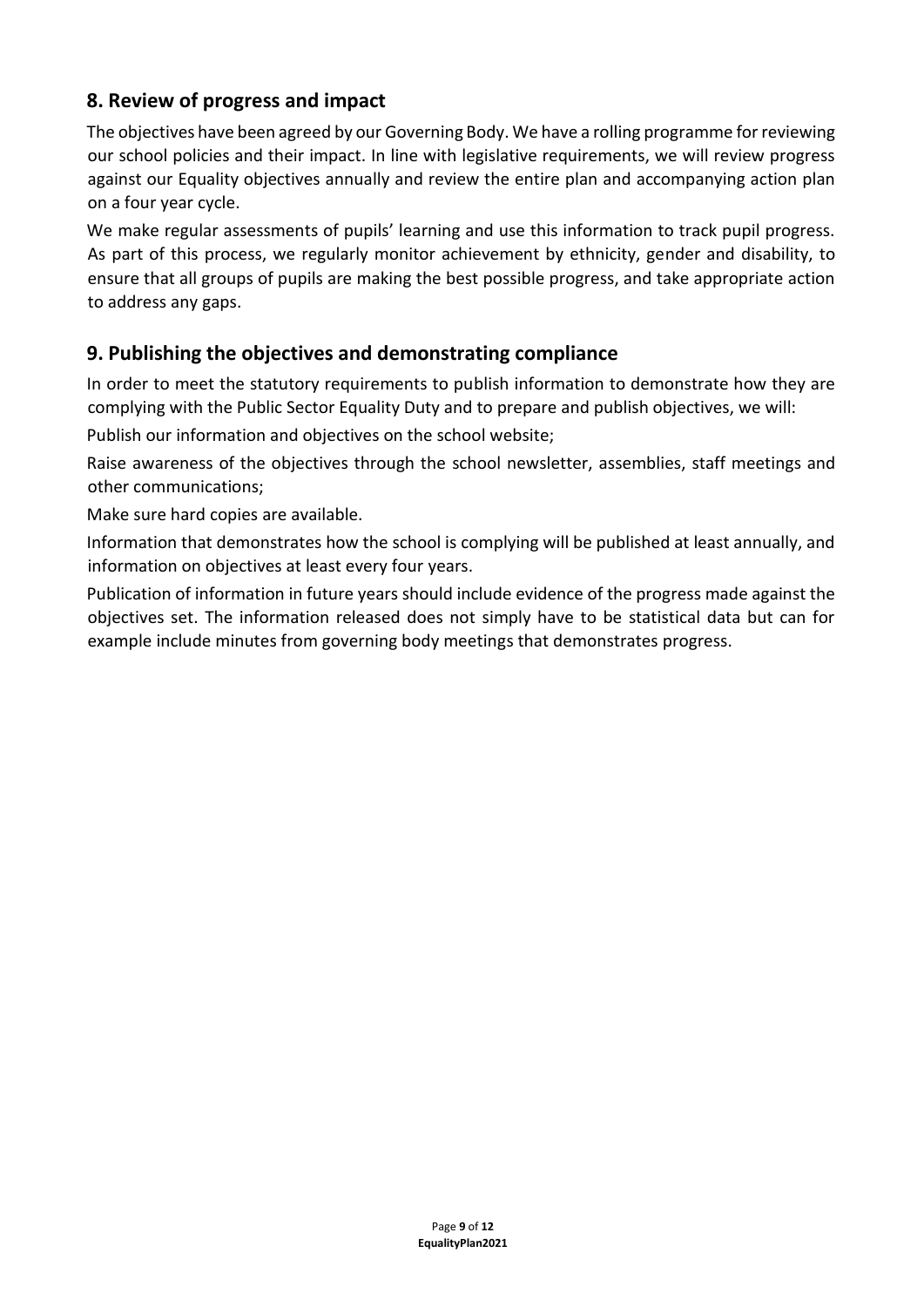## 8. Review of progress and impact

The objectives have been agreed by our Governing Body. We have a rolling programme for reviewing our school policies and their impact. In line with legislative requirements, we will review progress against our Equality objectives annually and review the entire plan and accompanying action plan on a four year cycle.

We make regular assessments of pupils' learning and use this information to track pupil progress. As part of this process, we regularly monitor achievement by ethnicity, gender and disability, to ensure that all groups of pupils are making the best possible progress, and take appropriate action to address any gaps.

## 9. Publishing the objectives and demonstrating compliance

In order to meet the statutory requirements to publish information to demonstrate how they are complying with the Public Sector Equality Duty and to prepare and publish objectives, we will:

Publish our information and objectives on the school website;

Raise awareness of the objectives through the school newsletter, assemblies, staff meetings and other communications;

Make sure hard copies are available.

Information that demonstrates how the school is complying will be published at least annually, and information on objectives at least every four years.

Publication of information in future years should include evidence of the progress made against the objectives set. The information released does not simply have to be statistical data but can for example include minutes from governing body meetings that demonstrates progress.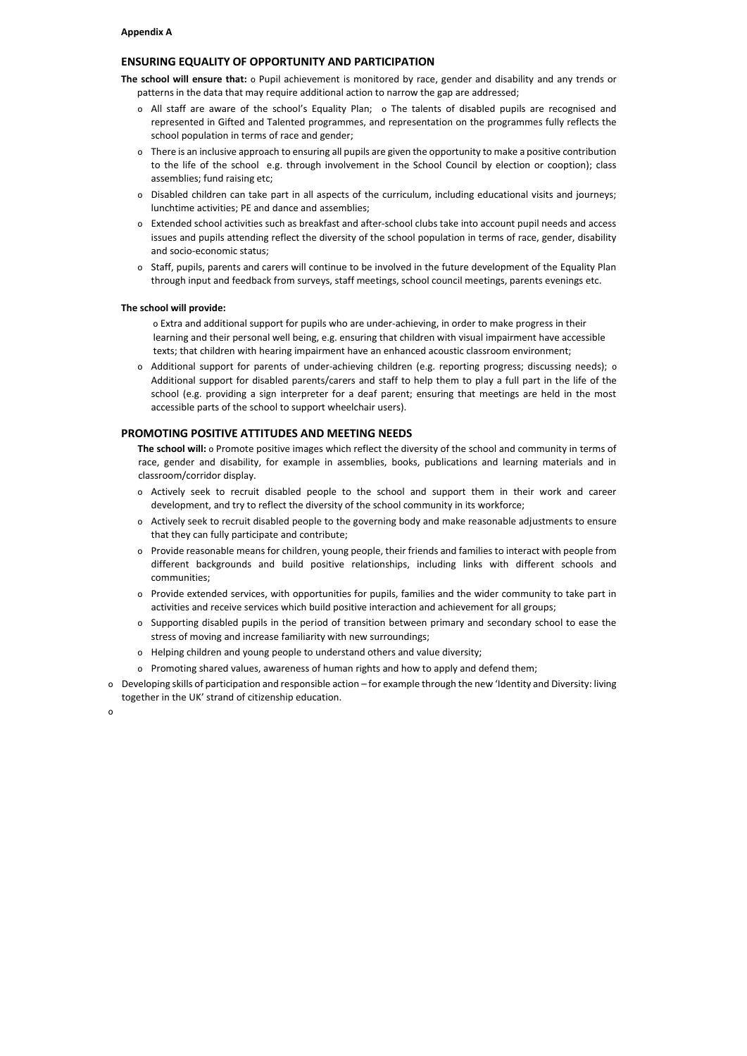**Appendix A**

## ENSURING EQUALITY OF OPPORTUNITY AND PARTICIPATION

**The school will ensure that:**

- Pupil achievement is monitored by race, gender and disability and any trends or patterns in the data that may require additional action to narrow the gap are addressed;
- All staff are aware of the school's Equality Plan;
- The talents of disabled pupils are recognised and represented in Gifted and Talented programmes, and representation on the programmes fully reflects the school population in terms of race and gender;
- There is an inclusive approach to ensuring all pupils are given the opportunity to make a positive contribution to the life of the school e.g. through involvement in the School Council by election or cooption); class assemblies; fund raising etc;
- Disabled children can take part in all aspects of the curriculum, including educational visits and journeys; lunchtime activities; PE and dance and assemblies;
- Extended school activities such as breakfast and after-school clubs take into account pupil needs and access issues and pupils attending reflect the diversity of the school population in terms of race, gender, disability and socio-economic status;
- Staff, pupils, parents and carers will continue to be involved in the future development of the Equality Plan through input and feedback from surveys, staff meetings, school council meetings, parents evenings etc.

**The school will provide:**

- Extra and additional support for pupils who are under-achieving, in order to make progress in their learning and their personal well being, e.g. ensuring that children with visual impairment have accessible texts; that children with hearing impairment have an enhanced acoustic classroom environment;
- Additional support for parents of under-achieving children (e.g. reporting progress; discussing needs);
- Additional support for disabled parents/carers and staff to help them to play a full part in the life of the school (e.g. providing a sign interpreter for a deaf parent; ensuring that meetings are held in the most accessible parts of the school to support wheelchair users).

## PROMOTING POSITIVE ATTITUDES AND MEETING NEEDS

**The school will:**

- Promote positive images which reflect the diversity of the school and community in terms of race, gender and disability, for example in assemblies, books, publications and learning materials and in classroom/corridor display.
- Actively seek to recruit disabled people to the school and support them in their work and career development, and try to reflect the diversity of the school community in its workforce;
- Actively seek to recruit disabled people to the governing body and make reasonable adjustments to ensure that they can fully participate and contribute;
- Provide reasonable means for children, young people, their friends and families to interact with people from different backgrounds and build positive relationships, including links with different schools and communities;
- Provide extended services, with opportunities for pupils, families and the wider community to take part in activities and receive services which build positive interaction and achievement for all groups;
- Supporting disabled pupils in the period of transition between primary and secondary school to ease the stress of moving and increase familiarity with new surroundings;
- Helping children and young people to understand others and value diversity;
- Promoting shared values, awareness of human rights and how to apply and defend them;
- Developing skills of participation and responsible action – for example through the new 'Identity and Diversity: living together in the UK' strand of citizenship education.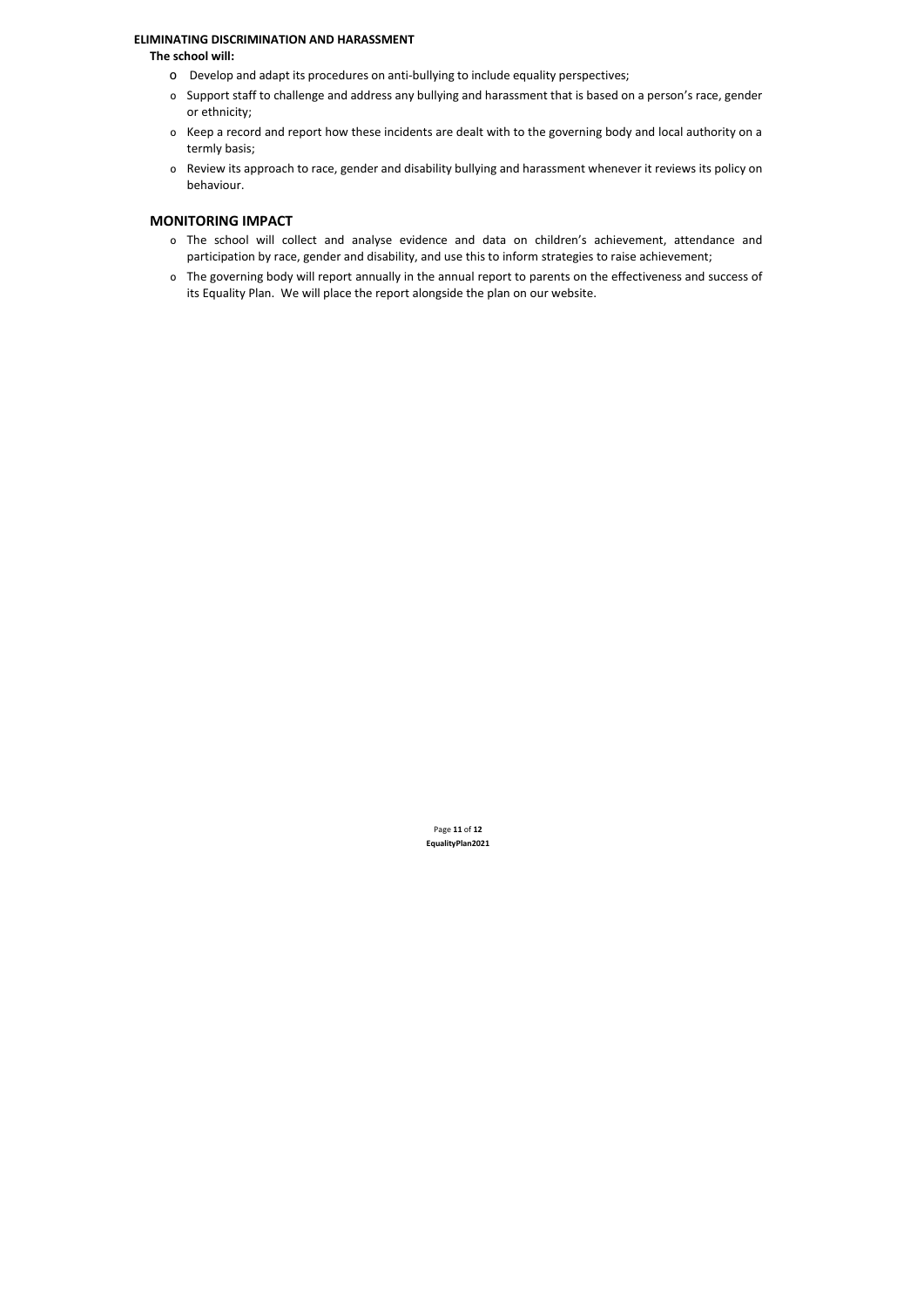**ELIMINATING DISCRIMINATION AND HARASSMENT**

**The school will:**

- Develop and adapt its procedures on anti-bullying to include equality perspectives;
- Support staff to challenge and address any bullying and harassment that is based on a person's race, gender or ethnicity;
- Keep a record and report how these incidents are dealt with to the governing body and local authority on a termly basis;
- Review its approach to race, gender and disability bullying and harassment whenever it reviews its policy on behaviour.

## MONITORING IMPACT

- The school will collect and analyse evidence and data on children's achievement, attendance and participation by race, gender and disability, and use this to inform strategies to raise achievement;
- The governing body will report annually in the annual report to parents on the effectiveness and success of its Equality Plan. We will place the report alongside the plan on our website.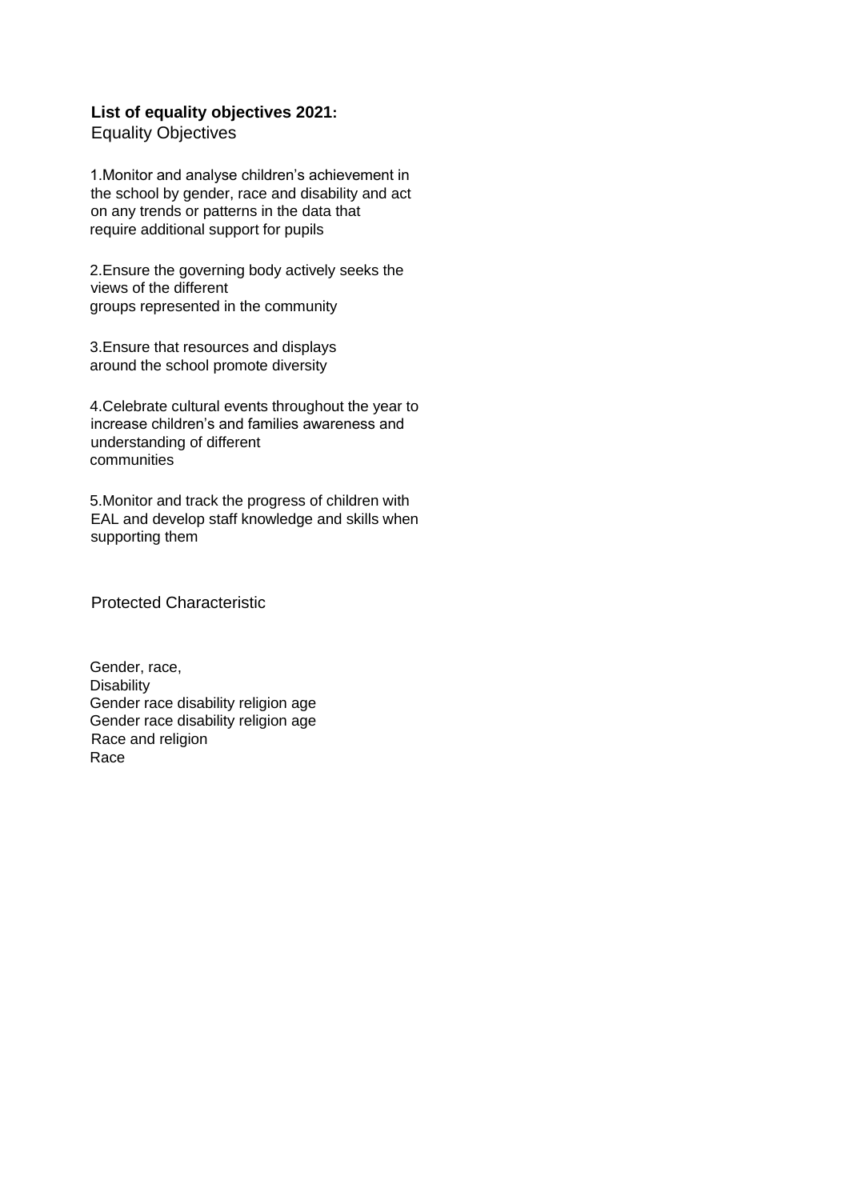**List of equality objectives 2021:**

Equality Objectives

1. Monitor and analyse children's achievement in the school by gender, race and disability and act on any trends or patterns in the data that require additional support for pupils

2. Ensure the governing body actively seeks the views of the different groups represented in the community

3. Ensure that resources and displays around the school promote diversity

4. Celebrate cultural events throughout the year to increase children's and families awareness and understanding of different communities

5. Monitor and track the progress of children with EAL and develop staff knowledge and skills when supporting them

Protected Characteristic

Gender, race,
Disability
Gender race disability religion age
Gender race disability religion age
Race and religion
Race